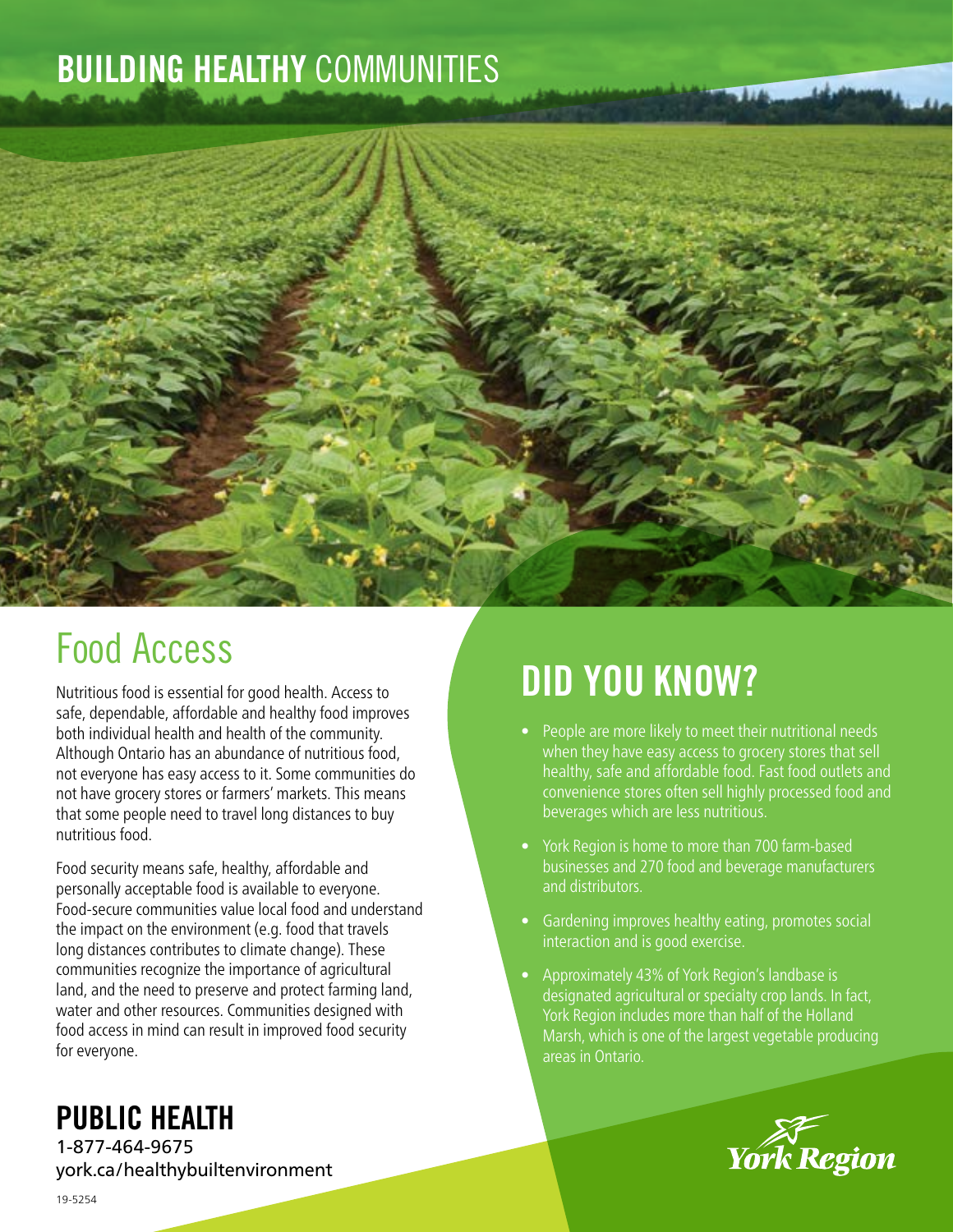# BUILDING HEALTHY COMMUNITIES

## Food Access

Nutritious food is essential for good health. Access to safe, dependable, affordable and healthy food improves both individual health and health of the community. Although Ontario has an abundance of nutritious food, not everyone has easy access to it. Some communities do not have grocery stores or farmers' markets. This means that some people need to travel long distances to buy nutritious food.

Food security means safe, healthy, affordable and personally acceptable food is available to everyone. Food-secure communities value local food and understand the impact on the environment (e.g. food that travels long distances contributes to climate change). These communities recognize the importance of agricultural land, and the need to preserve and protect farming land, water and other resources. Communities designed with food access in mind can result in improved food security for everyone.

## DID YOU KNOW?

- People are more likely to meet their nutritional needs when they have easy access to grocery stores that sell healthy, safe and affordable food. Fast food outlets and convenience stores often sell highly processed food and beverages which are less nutritious.
- York Region is home to more than 700 farm-based businesses and 270 food and beverage manufacturers and distributors.
- Gardening improves healthy eating, promotes social interaction and is good exercise.
- Approximately 43% of York Region's landbase is designated agricultural or specialty crop lands. In fact, York Region includes more than half of the Holland Marsh, which is one of the largest vegetable producing areas in Ontario.

**PUBLIC HEALTH**
1-877-464-9675
york.ca/healthybuiltenvironment

York Region

19-5254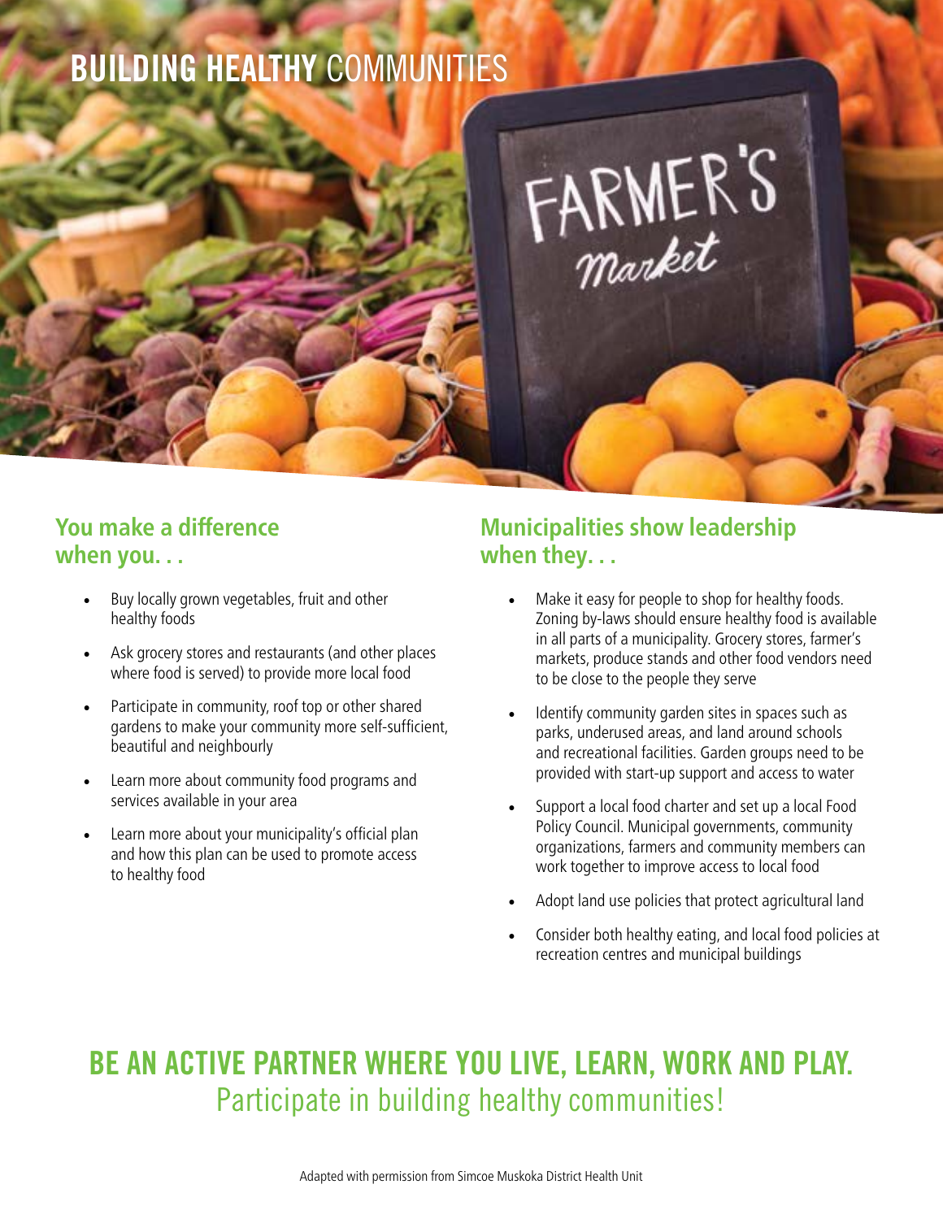# BUILDING HEALTHY COMMUNITIES

## You make a difference when you. . .

- Buy locally grown vegetables, fruit and other healthy foods
- Ask grocery stores and restaurants (and other places where food is served) to provide more local food
- Participate in community, roof top or other shared gardens to make your community more self-sufficient, beautiful and neighbourly
- Learn more about community food programs and services available in your area
- Learn more about your municipality's official plan and how this plan can be used to promote access to healthy food

## Municipalities show leadership when they. . .

- Make it easy for people to shop for healthy foods. Zoning by-laws should ensure healthy food is available in all parts of a municipality. Grocery stores, farmer's markets, produce stands and other food vendors need to be close to the people they serve
- Identify community garden sites in spaces such as parks, underused areas, and land around schools and recreational facilities. Garden groups need to be provided with start-up support and access to water
- Support a local food charter and set up a local Food Policy Council. Municipal governments, community organizations, farmers and community members can work together to improve access to local food
- Adopt land use policies that protect agricultural land
- Consider both healthy eating, and local food policies at recreation centres and municipal buildings

## BE AN ACTIVE PARTNER WHERE YOU LIVE, LEARN, WORK AND PLAY.

Participate in building healthy communities!

Adapted with permission from Simcoe Muskoka District Health Unit